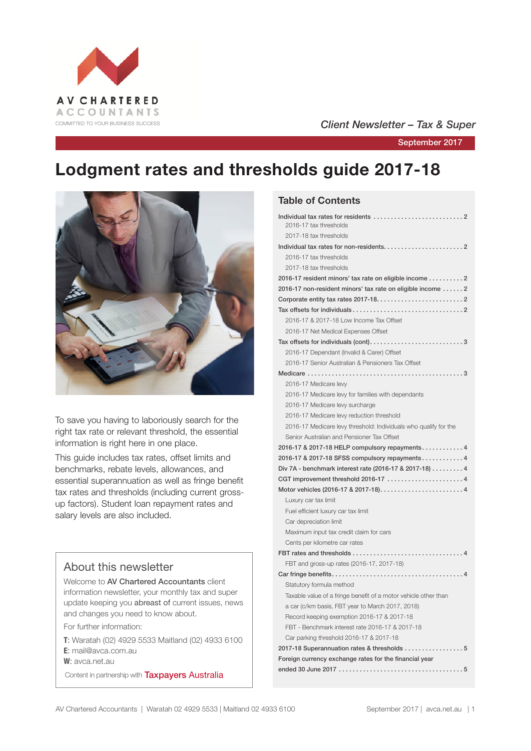AV CHARTERED ACCOUNTANTS

COMMITTED TO YOUR BUSINESS SUCCESS

*Client Newsletter – Tax & Super*

September 2017

# Lodgment rates and thresholds guide 2017-18

To save you having to laboriously search for the right tax rate or relevant threshold, the essential information is right here in one place.

This guide includes tax rates, offset limits and benchmarks, rebate levels, allowances, and essential superannuation as well as fringe benefit tax rates and thresholds (including current gross-up factors). Student loan repayment rates and salary levels are also included.

## About this newsletter

Welcome to **AV Chartered Accountants** client information newsletter, your monthly tax and super update keeping you **abreast of** current issues, news and changes you need to know about.

For further information:

**T**: Waratah (02) 4929 5533 Maitland (02) 4933 6100
**E**: mail@avca.com.au
**W**: avca.net.au

Content in partnership with **Taxpayers Australia**

## Table of Contents

- **Individual tax rates for residents** .......... 2
  - 2016-17 tax thresholds
  - 2017-18 tax thresholds
- **Individual tax rates for non-residents** .......... 2
  - 2016-17 tax thresholds
  - 2017-18 tax thresholds
- **2016-17 resident minors' tax rate on eligible income** .......... 2
- **2016-17 non-resident minors' tax rate on eligible income** .......... 2
- **Corporate entity tax rates 2017-18** .......... 2
- **Tax offsets for individuals** .......... 2
  - 2016-17 & 2017-18 Low Income Tax Offset
  - 2016-17 Net Medical Expenses Offset
- **Tax offsets for individuals (cont)** .......... 3
  - 2016-17 Dependant (Invalid & Carer) Offset
  - 2016-17 Senior Australian & Pensioners Tax Offset
- **Medicare** .......... 3
  - 2016-17 Medicare levy
  - 2016-17 Medicare levy for families with dependants
  - 2016-17 Medicare levy surcharge
  - 2016-17 Medicare levy reduction threshold
  - 2016-17 Medicare levy threshold: Individuals who qualify for the Senior Australian and Pensioner Tax Offset
- **2016-17 & 2017-18 HELP compulsory repayments** .......... 4
- **2016-17 & 2017-18 SFSS compulsory repayments** .......... 4
- **Div 7A - benchmark interest rate (2016-17 & 2017-18)** .......... 4
- **CGT improvement threshold 2016-17** .......... 4
- **Motor vehicles (2016-17 & 2017-18)** .......... 4
  - Luxury car tax limit
  - Fuel efficient luxury car tax limit
  - Car depreciation limit
  - Maximum input tax credit claim for cars
  - Cents per kilometre car rates
- **FBT rates and thresholds** .......... 4
  - FBT and gross-up rates (2016-17, 2017-18)
- **Car fringe benefits** .......... 4
  - Statutory formula method
  - Taxable value of a fringe benefit of a motor vehicle other than a car (c/km basis, FBT year to March 2017, 2018)
  - Record keeping exemption 2016-17 & 2017-18
  - FBT - Benchmark interest rate 2016-17 & 2017-18
  - Car parking threshold 2016-17 & 2017-18
- **2017-18 Superannuation rates & thresholds** .......... 5
- **Foreign currency exchange rates for the financial year ended 30 June 2017** .......... 5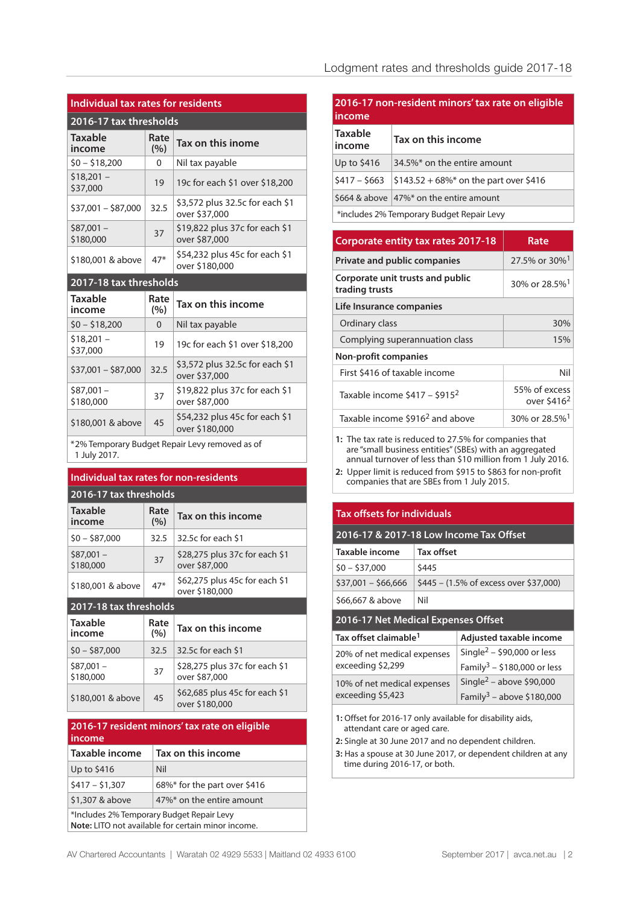## Individual tax rates for residents

### 2016-17 tax thresholds

| Taxable income | Rate (%) | Tax on this inome |
|---|---|---|
| $0 – $18,200 | 0 | Nil tax payable |
| $18,201 – $37,000 | 19 | 19c for each $1 over $18,200 |
| $37,001 – $87,000 | 32.5 | $3,572 plus 32.5c for each $1 over $37,000 |
| $87,001 – $180,000 | 37 | $19,822 plus 37c for each $1 over $87,000 |
| $180,001 & above | 47* | $54,232 plus 45c for each $1 over $180,000 |

### 2017-18 tax thresholds

| Taxable income | Rate (%) | Tax on this income |
|---|---|---|
| $0 – $18,200 | 0 | Nil tax payable |
| $18,201 – $37,000 | 19 | 19c for each $1 over $18,200 |
| $37,001 – $87,000 | 32.5 | $3,572 plus 32.5c for each $1 over $37,000 |
| $87,001 – $180,000 | 37 | $19,822 plus 37c for each $1 over $87,000 |
| $180,001 & above | 45 | $54,232 plus 45c for each $1 over $180,000 |

*2% Temporary Budget Repair Levy removed as of 1 July 2017.

## Individual tax rates for non-residents

### 2016-17 tax thresholds

| Taxable income | Rate (%) | Tax on this income |
|---|---|---|
| $0 – $87,000 | 32.5 | 32.5c for each $1 |
| $87,001 – $180,000 | 37 | $28,275 plus 37c for each $1 over $87,000 |
| $180,001 & above | 47* | $62,275 plus 45c for each $1 over $180,000 |

### 2017-18 tax thresholds

| Taxable income | Rate (%) | Tax on this income |
|---|---|---|
| $0 – $87,000 | 32.5 | 32.5c for each $1 |
| $87,001 – $180,000 | 37 | $28,275 plus 37c for each $1 over $87,000 |
| $180,001 & above | 45 | $62,685 plus 45c for each $1 over $180,000 |

## 2016-17 resident minors' tax rate on eligible income

| Taxable income | Tax on this income |
|---|---|
| Up to $416 | Nil |
| $417 – $1,307 | 68%* for the part over $416 |
| $1,307 & above | 47%* on the entire amount |

*Includes 2% Temporary Budget Repair Levy
**Note:** LITO not available for certain minor income.

## 2016-17 non-resident minors' tax rate on eligible income

| Taxable income | Tax on this income |
|---|---|
| Up to $416 | 34.5%* on the entire amount |
| $417 – $663 | $143.52 + 68%* on the part over $416 |
| $664 & above | 47%* on the entire amount |

*includes 2% Temporary Budget Repair Levy

## Corporate entity tax rates 2017-18

| Corporate entity tax rates 2017-18 | Rate |
|---|---|
| **Private and public companies** | 27.5% or 30%[1] |
| **Corporate unit trusts and public trading trusts** | 30% or 28.5%[1] |
| **Life Insurance companies** | |
| Ordinary class | 30% |
| Complying superannuation class | 15% |
| **Non-profit companies** | |
| First $416 of taxable income | Nil |
| Taxable income $417 – $915[2] | 55% of excess over $416[2] |
| Taxable income $916[2] and above | 30% or 28.5%[1] |

**1:** The tax rate is reduced to 27.5% for companies that are "small business entities" (SBEs) with an aggregated annual turnover of less than $10 million from 1 July 2016.
**2:** Upper limit is reduced from $915 to $863 for non-profit companies that are SBEs from 1 July 2015.

## Tax offsets for individuals

### 2016-17 & 2017-18 Low Income Tax Offset

| Taxable income | Tax offset |
|---|---|
| $0 – $37,000 | $445 |
| $37,001 – $66,666 | $445 – (1.5% of excess over $37,000) |
| $66,667 & above | Nil |

### 2016-17 Net Medical Expenses Offset

| Tax offset claimable[1] | Adjusted taxable income |
|---|---|
| 20% of net medical expenses exceeding $2,299 | Single[2] – $90,000 or less<br>Family[3] – $180,000 or less |
| 10% of net medical expenses exceeding $5,423 | Single[2] – above $90,000<br>Family[3] – above $180,000 |

**1:** Offset for 2016-17 only available for disability aids, attendant care or aged care.
**2:** Single at 30 June 2017 and no dependent children.
**3:** Has a spouse at 30 June 2017, or dependent children at any time during 2016-17, or both.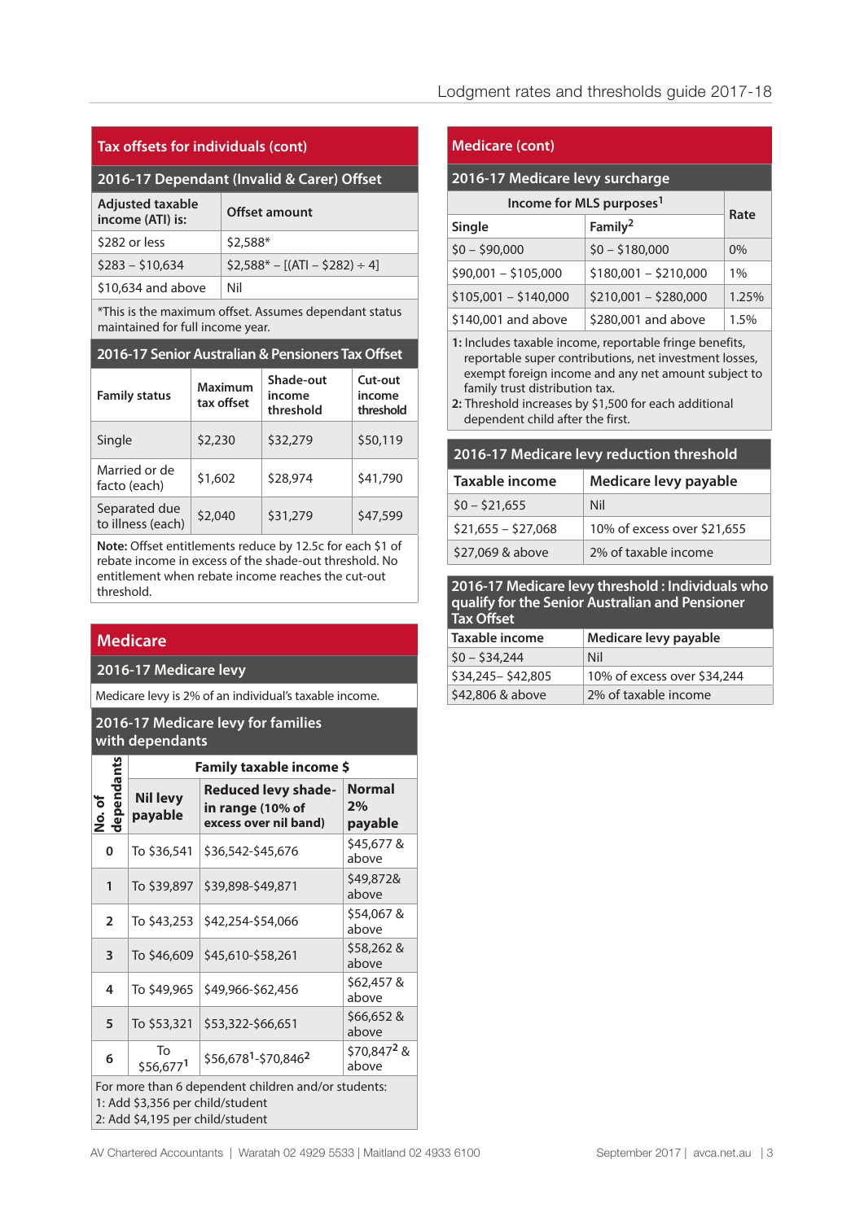## Tax offsets for individuals (cont)

### 2016-17 Dependant (Invalid & Carer) Offset

| Adjusted taxable income (ATI) is: | Offset amount |
|---|---|
| $282 or less | $2,588* |
| $283 – $10,634 | $2,588* – [(ATI – $282) ÷ 4] |
| $10,634 and above | Nil |

*This is the maximum offset. Assumes dependant status maintained for full income year.

### 2016-17 Senior Australian & Pensioners Tax Offset

| Family status | Maximum tax offset | Shade-out income threshold | Cut-out income threshold |
|---|---|---|---|
| Single | $2,230 | $32,279 | $50,119 |
| Married or de facto (each) | $1,602 | $28,974 | $41,790 |
| Separated due to illness (each) | $2,040 | $31,279 | $47,599 |

**Note:** Offset entitlements reduce by 12.5c for each $1 of rebate income in excess of the shade-out threshold. No entitlement when rebate income reaches the cut-out threshold.

## Medicare

### 2016-17 Medicare levy

Medicare levy is 2% of an individual's taxable income.

### 2016-17 Medicare levy for families with dependants

| No. of dependants | Family taxable income $ | | |
|---|---|---|---|
| | Nil levy payable | Reduced levy shade-in range (10% of excess over nil band) | Normal 2% payable |
| 0 | To $36,541 | $36,542-$45,676 | $45,677 & above |
| 1 | To $39,897 | $39,898-$49,871 | $49,872& above |
| 2 | To $43,253 | $42,254-$54,066 | $54,067 & above |
| 3 | To $46,609 | $45,610-$58,261 | $58,262 & above |
| 4 | To $49,965 | $49,966-$62,456 | $62,457 & above |
| 5 | To $53,321 | $53,322-$66,651 | $66,652 & above |
| 6 | To $56,677[1] | $56,678[1]-$70,846[2] | $70,847[2] & above |

For more than 6 dependent children and/or students:
1: Add $3,356 per child/student
2: Add $4,195 per child/student

## Medicare (cont)

### 2016-17 Medicare levy surcharge

| Income for MLS purposes[1] | | Rate |
|---|---|---|
| Single | Family[2] | |
| $0 – $90,000 | $0 – $180,000 | 0% |
| $90,001 – $105,000 | $180,001 – $210,000 | 1% |
| $105,001 – $140,000 | $210,001 – $280,000 | 1.25% |
| $140,001 and above | $280,001 and above | 1.5% |

1: Includes taxable income, reportable fringe benefits, reportable super contributions, net investment losses, exempt foreign income and any net amount subject to family trust distribution tax.
2: Threshold increases by $1,500 for each additional dependent child after the first.

### 2016-17 Medicare levy reduction threshold

| Taxable income | Medicare levy payable |
|---|---|
| $0 – $21,655 | Nil |
| $21,655 – $27,068 | 10% of excess over $21,655 |
| $27,069 & above | 2% of taxable income |

### 2016-17 Medicare levy threshold : Individuals who qualify for the Senior Australian and Pensioner Tax Offset

| Taxable income | Medicare levy payable |
|---|---|
| $0 – $34,244 | Nil |
| $34,245– $42,805 | 10% of excess over $34,244 |
| $42,806 & above | 2% of taxable income |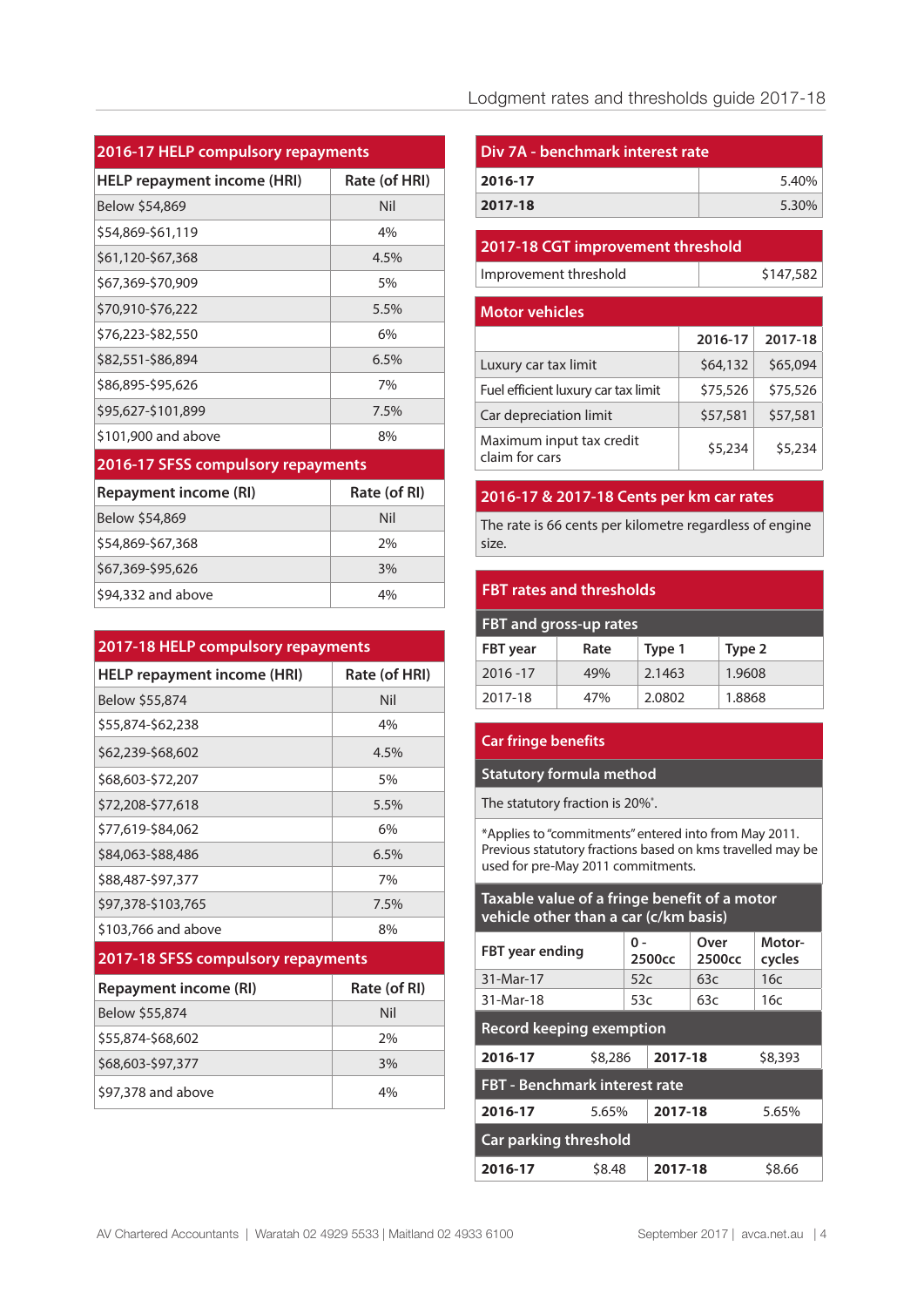## 2016-17 HELP compulsory repayments

| HELP repayment income (HRI) | Rate (of HRI) |
|---|---|
| Below $54,869 | Nil |
| $54,869-$61,119 | 4% |
| $61,120-$67,368 | 4.5% |
| $67,369-$70,909 | 5% |
| $70,910-$76,222 | 5.5% |
| $76,223-$82,550 | 6% |
| $82,551-$86,894 | 6.5% |
| $86,895-$95,626 | 7% |
| $95,627-$101,899 | 7.5% |
| $101,900 and above | 8% |

## 2016-17 SFSS compulsory repayments

| Repayment income (RI) | Rate (of RI) |
|---|---|
| Below $54,869 | Nil |
| $54,869-$67,368 | 2% |
| $67,369-$95,626 | 3% |
| $94,332 and above | 4% |

## 2017-18 HELP compulsory repayments

| HELP repayment income (HRI) | Rate (of HRI) |
|---|---|
| Below $55,874 | Nil |
| $55,874-$62,238 | 4% |
| $62,239-$68,602 | 4.5% |
| $68,603-$72,207 | 5% |
| $72,208-$77,618 | 5.5% |
| $77,619-$84,062 | 6% |
| $84,063-$88,486 | 6.5% |
| $88,487-$97,377 | 7% |
| $97,378-$103,765 | 7.5% |
| $103,766 and above | 8% |

## 2017-18 SFSS compulsory repayments

| Repayment income (RI) | Rate (of RI) |
|---|---|
| Below $55,874 | Nil |
| $55,874-$68,602 | 2% |
| $68,603-$97,377 | 3% |
| $97,378 and above | 4% |

## Div 7A - benchmark interest rate

| | |
|---|---|
| **2016-17** | 5.40% |
| **2017-18** | 5.30% |

## 2017-18 CGT improvement threshold

| | |
|---|---|
| Improvement threshold | $147,582 |

## Motor vehicles

| | 2016-17 | 2017-18 |
|---|---|---|
| Luxury car tax limit | $64,132 | $65,094 |
| Fuel efficient luxury car tax limit | $75,526 | $75,526 |
| Car depreciation limit | $57,581 | $57,581 |
| Maximum input tax credit claim for cars | $5,234 | $5,234 |

## 2016-17 & 2017-18 Cents per km car rates

The rate is 66 cents per kilometre regardless of engine size.

## FBT rates and thresholds

### FBT and gross-up rates

| FBT year | Rate | Type 1 | Type 2 |
|---|---|---|---|
| 2016 -17 | 49% | 2.1463 | 1.9608 |
| 2017-18 | 47% | 2.0802 | 1.8868 |

## Car fringe benefits

### Statutory formula method

The statutory fraction is 20%*.

*Applies to "commitments" entered into from May 2011. Previous statutory fractions based on kms travelled may be used for pre-May 2011 commitments.

### Taxable value of a fringe benefit of a motor vehicle other than a car (c/km basis)

| FBT year ending | 0 - 2500cc | Over 2500cc | Motor-cycles |
|---|---|---|---|
| 31-Mar-17 | 52c | 63c | 16c |
| 31-Mar-18 | 53c | 63c | 16c |

### Record keeping exemption

| | | | |
|---|---|---|---|
| **2016-17** | $8,286 | **2017-18** | $8,393 |

### FBT - Benchmark interest rate

| | | | |
|---|---|---|---|
| **2016-17** | 5.65% | **2017-18** | 5.65% |

### Car parking threshold

| | | | |
|---|---|---|---|
| **2016-17** | $8.48 | **2017-18** | $8.66 |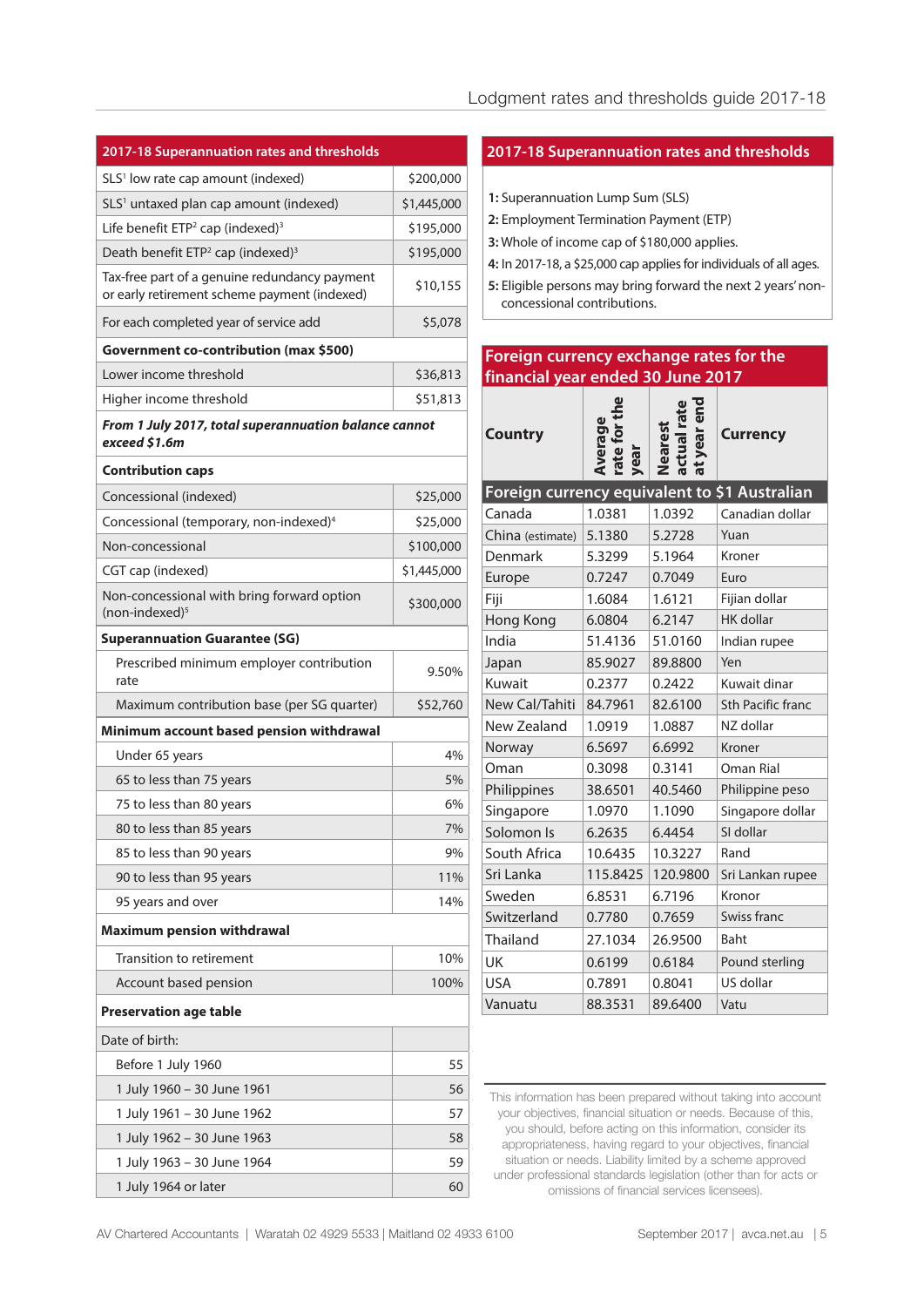## 2017-18 Superannuation rates and thresholds

| | |
|---|---|
| SLS[1] low rate cap amount (indexed) | $200,000 |
| SLS[1] untaxed plan cap amount (indexed) | $1,445,000 |
| Life benefit ETP[2] cap (indexed)[3] | $195,000 |
| Death benefit ETP[2] cap (indexed)[3] | $195,000 |
| Tax-free part of a genuine redundancy payment or early retirement scheme payment (indexed) | $10,155 |
| For each completed year of service add | $5,078 |
| **Government co-contribution (max $500)** | |
| Lower income threshold | $36,813 |
| Higher income threshold | $51,813 |
| ***From 1 July 2017, total superannuation balance cannot exceed $1.6m*** | |
| **Contribution caps** | |
| Concessional (indexed) | $25,000 |
| Concessional (temporary, non-indexed)[4] | $25,000 |
| Non-concessional | $100,000 |
| CGT cap (indexed) | $1,445,000 |
| Non-concessional with bring forward option (non-indexed)[5] | $300,000 |
| **Superannuation Guarantee (SG)** | |
| Prescribed minimum employer contribution rate | 9.50% |
| Maximum contribution base (per SG quarter) | $52,760 |
| **Minimum account based pension withdrawal** | |
| Under 65 years | 4% |
| 65 to less than 75 years | 5% |
| 75 to less than 80 years | 6% |
| 80 to less than 85 years | 7% |
| 85 to less than 90 years | 9% |
| 90 to less than 95 years | 11% |
| 95 years and over | 14% |
| **Maximum pension withdrawal** | |
| Transition to retirement | 10% |
| Account based pension | 100% |
| **Preservation age table** | |
| Date of birth: | |
| Before 1 July 1960 | 55 |
| 1 July 1960 – 30 June 1961 | 56 |
| 1 July 1961 – 30 June 1962 | 57 |
| 1 July 1962 – 30 June 1963 | 58 |
| 1 July 1963 – 30 June 1964 | 59 |
| 1 July 1964 or later | 60 |

## 2017-18 Superannuation rates and thresholds

**1:** Superannuation Lump Sum (SLS)
**2:** Employment Termination Payment (ETP)
**3:** Whole of income cap of $180,000 applies.
**4:** In 2017-18, a $25,000 cap applies for individuals of all ages.
**5:** Eligible persons may bring forward the next 2 years' non-concessional contributions.

## Foreign currency exchange rates for the financial year ended 30 June 2017

| Country | Average rate for the year | Nearest actual rate at year end | Currency |
|---|---|---|---|
| **Foreign currency equivalent to $1 Australian** | | | |
| Canada | 1.0381 | 1.0392 | Canadian dollar |
| China (estimate) | 5.1380 | 5.2728 | Yuan |
| Denmark | 5.3299 | 5.1964 | Kroner |
| Europe | 0.7247 | 0.7049 | Euro |
| Fiji | 1.6084 | 1.6121 | Fijian dollar |
| Hong Kong | 6.0804 | 6.2147 | HK dollar |
| India | 51.4136 | 51.0160 | Indian rupee |
| Japan | 85.9027 | 89.8800 | Yen |
| Kuwait | 0.2377 | 0.2422 | Kuwait dinar |
| New Cal/Tahiti | 84.7961 | 82.6100 | Sth Pacific franc |
| New Zealand | 1.0919 | 1.0887 | NZ dollar |
| Norway | 6.5697 | 6.6992 | Kroner |
| Oman | 0.3098 | 0.3141 | Oman Rial |
| Philippines | 38.6501 | 40.5460 | Philippine peso |
| Singapore | 1.0970 | 1.1090 | Singapore dollar |
| Solomon Is | 6.2635 | 6.4454 | SI dollar |
| South Africa | 10.6435 | 10.3227 | Rand |
| Sri Lanka | 115.8425 | 120.9800 | Sri Lankan rupee |
| Sweden | 6.8531 | 6.7196 | Kronor |
| Switzerland | 0.7780 | 0.7659 | Swiss franc |
| Thailand | 27.1034 | 26.9500 | Baht |
| UK | 0.6199 | 0.6184 | Pound sterling |
| USA | 0.7891 | 0.8041 | US dollar |
| Vanuatu | 88.3531 | 89.6400 | Vatu |

This information has been prepared without taking into account your objectives, financial situation or needs. Because of this, you should, before acting on this information, consider its appropriateness, having regard to your objectives, financial situation or needs. Liability limited by a scheme approved under professional standards legislation (other than for acts or omissions of financial services licensees).